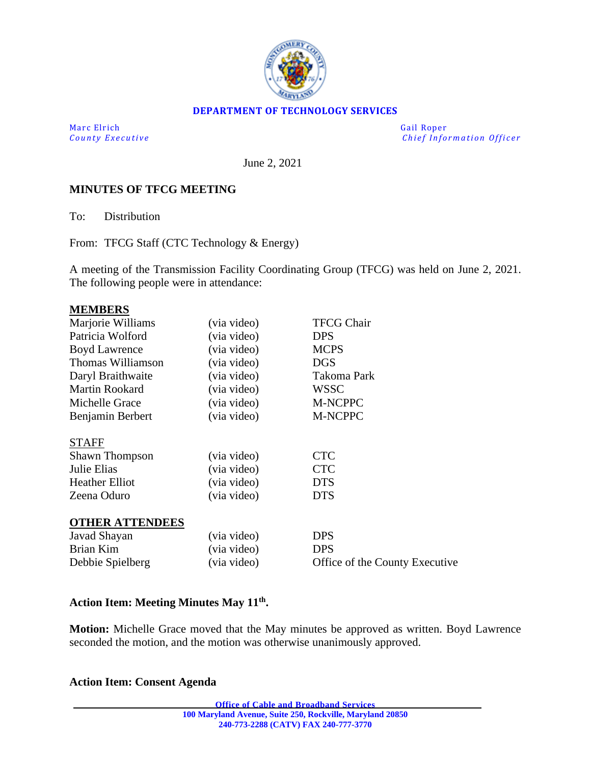**DEPARTMENT OF TECHNOLOGY SERVICES**

Marc Elrich
*County Executive*

Gail Roper
*Chief Information Officer*

June 2, 2021

**MINUTES OF TFCG MEETING**

To: Distribution

From: TFCG Staff (CTC Technology & Energy)

A meeting of the Transmission Facility Coordinating Group (TFCG) was held on June 2, 2021. The following people were in attendance:

**MEMBERS**

| | | |
|---|---|---|
| Marjorie Williams | (via video) | TFCG Chair |
| Patricia Wolford | (via video) | DPS |
| Boyd Lawrence | (via video) | MCPS |
| Thomas Williamson | (via video) | DGS |
| Daryl Braithwaite | (via video) | Takoma Park |
| Martin Rookard | (via video) | WSSC |
| Michelle Grace | (via video) | M-NCPPC |
| Benjamin Berbert | (via video) | M-NCPPC |

STAFF

| | | |
|---|---|---|
| Shawn Thompson | (via video) | CTC |
| Julie Elias | (via video) | CTC |
| Heather Elliot | (via video) | DTS |
| Zeena Oduro | (via video) | DTS |

**OTHER ATTENDEES**

| | | |
|---|---|---|
| Javad Shayan | (via video) | DPS |
| Brian Kim | (via video) | DPS |
| Debbie Spielberg | (via video) | Office of the County Executive |

**Action Item: Meeting Minutes May 11th.**

**Motion:** Michelle Grace moved that the May minutes be approved as written. Boyd Lawrence seconded the motion, and the motion was otherwise unanimously approved.

**Action Item: Consent Agenda**

Office of Cable and Broadband Services
100 Maryland Avenue, Suite 250, Rockville, Maryland 20850
240-773-2288 (CATV) FAX 240-777-3770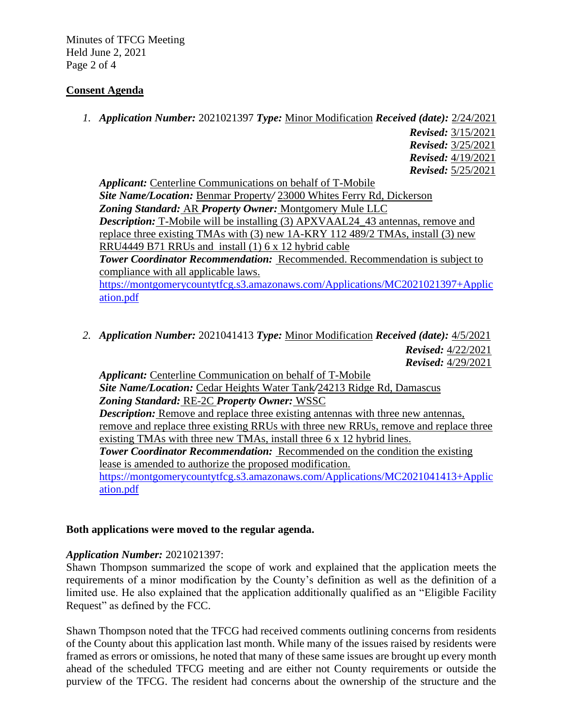## Consent Agenda

1. ***Application Number:*** 2021021397 ***Type:*** Minor Modification ***Received (date):*** 2/24/2021
   ***Revised:*** 3/15/2021
   ***Revised:*** 3/25/2021
   ***Revised:*** 4/19/2021
   ***Revised:*** 5/25/2021

   ***Applicant:*** Centerline Communications on behalf of T-Mobile
   ***Site Name/Location:*** Benmar Property/ 23000 Whites Ferry Rd, Dickerson
   ***Zoning Standard:*** AR ***Property Owner:*** Montgomery Mule LLC
   ***Description:*** T-Mobile will be installing (3) APXVAAL24_43 antennas, remove and replace three existing TMAs with (3) new 1A-KRY 112 489/2 TMAs, install (3) new RRU4449 B71 RRUs and install (1) 6 x 12 hybrid cable
   ***Tower Coordinator Recommendation:*** Recommended. Recommendation is subject to compliance with all applicable laws.
   https://montgomerycountytfcg.s3.amazonaws.com/Applications/MC2021021397+Application.pdf

2. ***Application Number:*** 2021041413 ***Type:*** Minor Modification ***Received (date):*** 4/5/2021
   ***Revised:*** 4/22/2021
   ***Revised:*** 4/29/2021

   ***Applicant:*** Centerline Communication on behalf of T-Mobile
   ***Site Name/Location:*** Cedar Heights Water Tank/24213 Ridge Rd, Damascus
   ***Zoning Standard:*** RE-2C ***Property Owner:*** WSSC
   ***Description:*** Remove and replace three existing antennas with three new antennas, remove and replace three existing RRUs with three new RRUs, remove and replace three existing TMAs with three new TMAs, install three 6 x 12 hybrid lines.
   ***Tower Coordinator Recommendation:*** Recommended on the condition the existing lease is amended to authorize the proposed modification.
   https://montgomerycountytfcg.s3.amazonaws.com/Applications/MC2021041413+Application.pdf

**Both applications were moved to the regular agenda.**

***Application Number:*** 2021021397:
Shawn Thompson summarized the scope of work and explained that the application meets the requirements of a minor modification by the County's definition as well as the definition of a limited use. He also explained that the application additionally qualified as an "Eligible Facility Request" as defined by the FCC.

Shawn Thompson noted that the TFCG had received comments outlining concerns from residents of the County about this application last month. While many of the issues raised by residents were framed as errors or omissions, he noted that many of these same issues are brought up every month ahead of the scheduled TFCG meeting and are either not County requirements or outside the purview of the TFCG. The resident had concerns about the ownership of the structure and the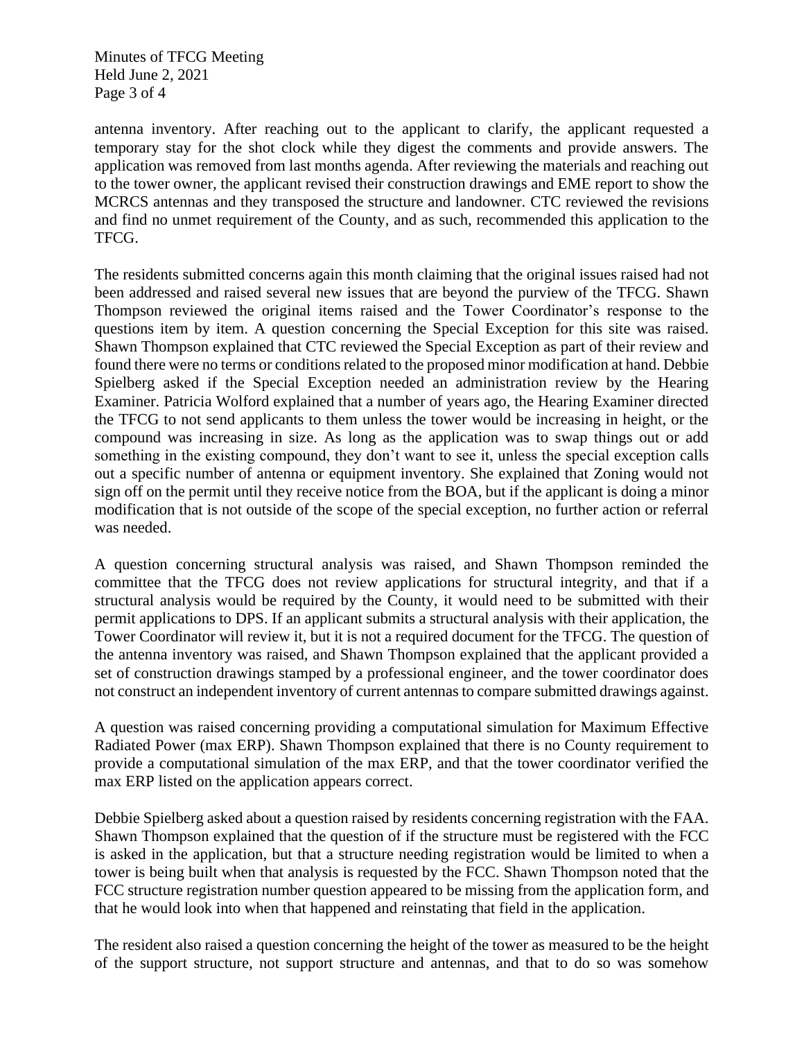antenna inventory. After reaching out to the applicant to clarify, the applicant requested a temporary stay for the shot clock while they digest the comments and provide answers. The application was removed from last months agenda. After reviewing the materials and reaching out to the tower owner, the applicant revised their construction drawings and EME report to show the MCRCS antennas and they transposed the structure and landowner. CTC reviewed the revisions and find no unmet requirement of the County, and as such, recommended this application to the TFCG.

The residents submitted concerns again this month claiming that the original issues raised had not been addressed and raised several new issues that are beyond the purview of the TFCG. Shawn Thompson reviewed the original items raised and the Tower Coordinator's response to the questions item by item. A question concerning the Special Exception for this site was raised. Shawn Thompson explained that CTC reviewed the Special Exception as part of their review and found there were no terms or conditions related to the proposed minor modification at hand. Debbie Spielberg asked if the Special Exception needed an administration review by the Hearing Examiner. Patricia Wolford explained that a number of years ago, the Hearing Examiner directed the TFCG to not send applicants to them unless the tower would be increasing in height, or the compound was increasing in size. As long as the application was to swap things out or add something in the existing compound, they don't want to see it, unless the special exception calls out a specific number of antenna or equipment inventory. She explained that Zoning would not sign off on the permit until they receive notice from the BOA, but if the applicant is doing a minor modification that is not outside of the scope of the special exception, no further action or referral was needed.

A question concerning structural analysis was raised, and Shawn Thompson reminded the committee that the TFCG does not review applications for structural integrity, and that if a structural analysis would be required by the County, it would need to be submitted with their permit applications to DPS. If an applicant submits a structural analysis with their application, the Tower Coordinator will review it, but it is not a required document for the TFCG. The question of the antenna inventory was raised, and Shawn Thompson explained that the applicant provided a set of construction drawings stamped by a professional engineer, and the tower coordinator does not construct an independent inventory of current antennas to compare submitted drawings against.

A question was raised concerning providing a computational simulation for Maximum Effective Radiated Power (max ERP). Shawn Thompson explained that there is no County requirement to provide a computational simulation of the max ERP, and that the tower coordinator verified the max ERP listed on the application appears correct.

Debbie Spielberg asked about a question raised by residents concerning registration with the FAA. Shawn Thompson explained that the question of if the structure must be registered with the FCC is asked in the application, but that a structure needing registration would be limited to when a tower is being built when that analysis is requested by the FCC. Shawn Thompson noted that the FCC structure registration number question appeared to be missing from the application form, and that he would look into when that happened and reinstating that field in the application.

The resident also raised a question concerning the height of the tower as measured to be the height of the support structure, not support structure and antennas, and that to do so was somehow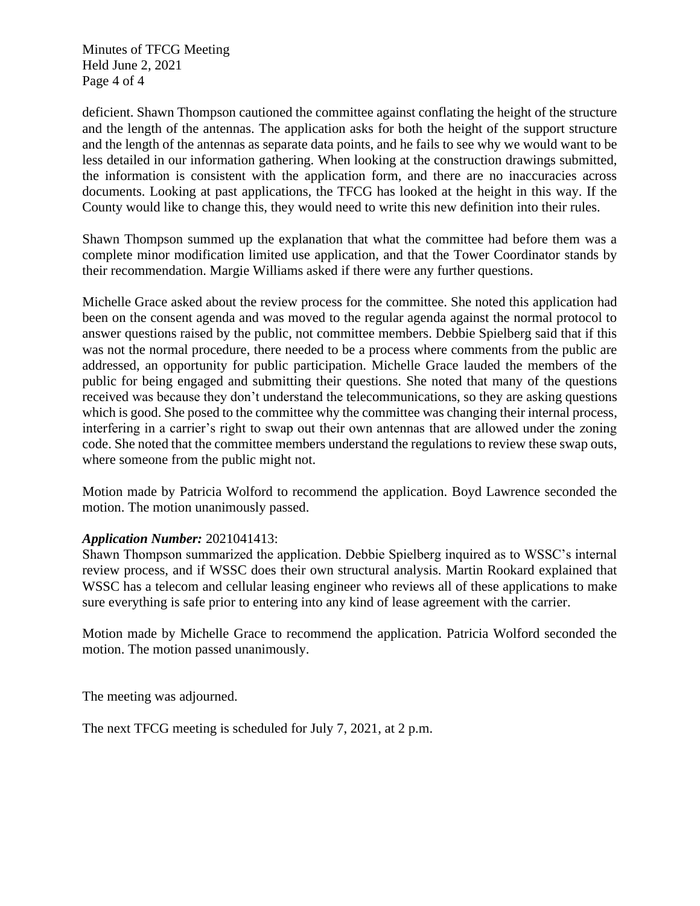deficient. Shawn Thompson cautioned the committee against conflating the height of the structure and the length of the antennas. The application asks for both the height of the support structure and the length of the antennas as separate data points, and he fails to see why we would want to be less detailed in our information gathering. When looking at the construction drawings submitted, the information is consistent with the application form, and there are no inaccuracies across documents. Looking at past applications, the TFCG has looked at the height in this way. If the County would like to change this, they would need to write this new definition into their rules.

Shawn Thompson summed up the explanation that what the committee had before them was a complete minor modification limited use application, and that the Tower Coordinator stands by their recommendation. Margie Williams asked if there were any further questions.

Michelle Grace asked about the review process for the committee. She noted this application had been on the consent agenda and was moved to the regular agenda against the normal protocol to answer questions raised by the public, not committee members. Debbie Spielberg said that if this was not the normal procedure, there needed to be a process where comments from the public are addressed, an opportunity for public participation. Michelle Grace lauded the members of the public for being engaged and submitting their questions. She noted that many of the questions received was because they don't understand the telecommunications, so they are asking questions which is good. She posed to the committee why the committee was changing their internal process, interfering in a carrier's right to swap out their own antennas that are allowed under the zoning code. She noted that the committee members understand the regulations to review these swap outs, where someone from the public might not.

Motion made by Patricia Wolford to recommend the application. Boyd Lawrence seconded the motion. The motion unanimously passed.

***Application Number:*** 2021041413:
Shawn Thompson summarized the application. Debbie Spielberg inquired as to WSSC's internal review process, and if WSSC does their own structural analysis. Martin Rookard explained that WSSC has a telecom and cellular leasing engineer who reviews all of these applications to make sure everything is safe prior to entering into any kind of lease agreement with the carrier.

Motion made by Michelle Grace to recommend the application. Patricia Wolford seconded the motion. The motion passed unanimously.

The meeting was adjourned.

The next TFCG meeting is scheduled for July 7, 2021, at 2 p.m.